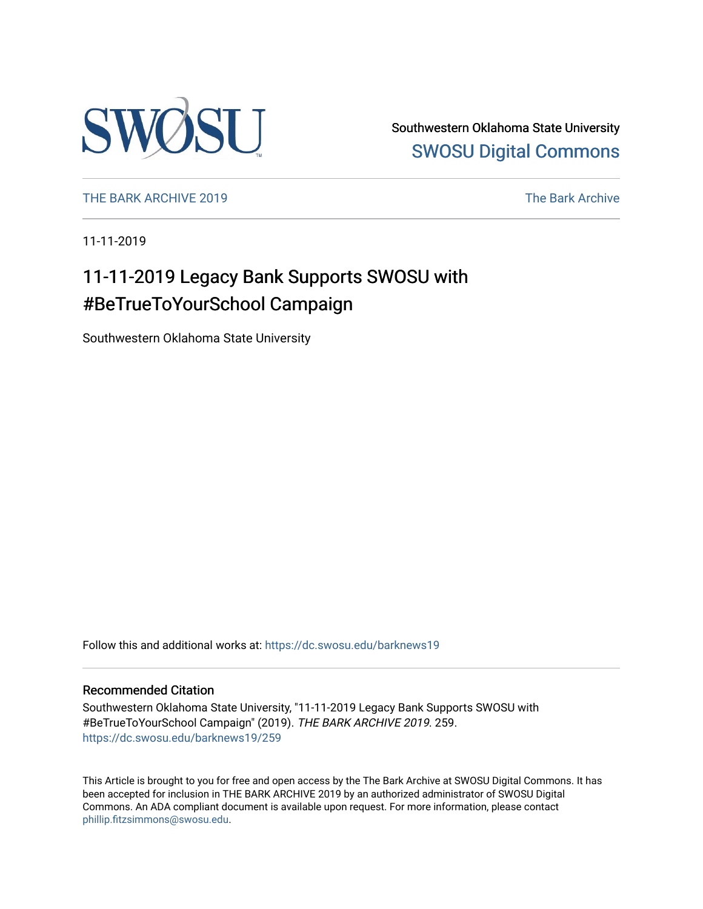Southwestern Oklahoma State University
SWOSU Digital Commons

THE BARK ARCHIVE 2019 | The Bark Archive

11-11-2019

# 11-11-2019 Legacy Bank Supports SWOSU with #BeTrueToYourSchool Campaign

Southwestern Oklahoma State University

Follow this and additional works at: https://dc.swosu.edu/barknews19

## Recommended Citation

Southwestern Oklahoma State University, "11-11-2019 Legacy Bank Supports SWOSU with #BeTrueToYourSchool Campaign" (2019). *THE BARK ARCHIVE 2019*. 259.
https://dc.swosu.edu/barknews19/259

This Article is brought to you for free and open access by the The Bark Archive at SWOSU Digital Commons. It has been accepted for inclusion in THE BARK ARCHIVE 2019 by an authorized administrator of SWOSU Digital Commons. An ADA compliant document is available upon request. For more information, please contact phillip.fitzsimmons@swosu.edu.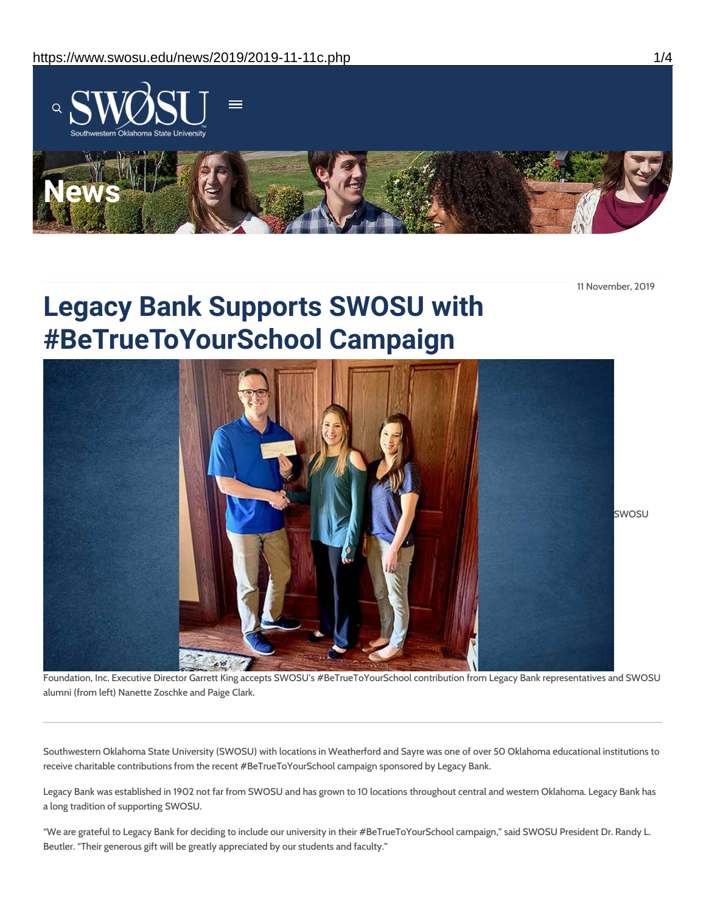11 November, 2019

# Legacy Bank Supports SWOSU with #BeTrueToYourSchool Campaign

SWOSU Foundation, Inc. Executive Director Garrett King accepts SWOSU's #BeTrueToYourSchool contribution from Legacy Bank representatives and SWOSU alumni (from left) Nanette Zoschke and Paige Clark.

---

Southwestern Oklahoma State University (SWOSU) with locations in Weatherford and Sayre was one of over 50 Oklahoma educational institutions to receive charitable contributions from the recent #BeTrueToYourSchool campaign sponsored by Legacy Bank.

Legacy Bank was established in 1902 not far from SWOSU and has grown to 10 locations throughout central and western Oklahoma. Legacy Bank has a long tradition of supporting SWOSU.

"We are grateful to Legacy Bank for deciding to include our university in their #BeTrueToYourSchool campaign," said SWOSU President Dr. Randy L. Beutler. "Their generous gift will be greatly appreciated by our students and faculty."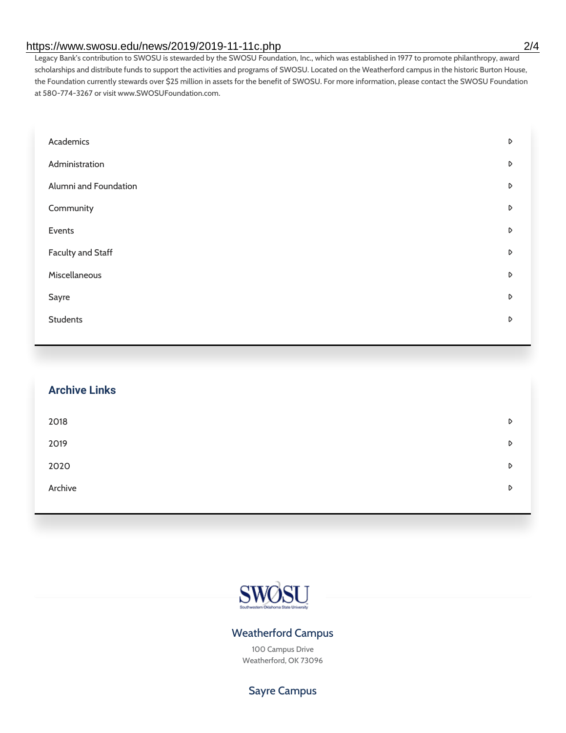Legacy Bank's contribution to SWOSU is stewarded by the SWOSU Foundation, Inc., which was established in 1977 to promote philanthropy, award scholarships and distribute funds to support the activities and programs of SWOSU. Located on the Weatherford campus in the historic Burton House, the Foundation currently stewards over $25 million in assets for the benefit of SWOSU. For more information, please contact the SWOSU Foundation at 580-774-3267 or visit www.SWOSUFoundation.com.

- Academics
- Administration
- Alumni and Foundation
- Community
- Events
- Faculty and Staff
- Miscellaneous
- Sayre
- Students

## Archive Links

- 2018
- 2019
- 2020
- Archive

SWOSU
Southwestern Oklahoma State University

### Weatherford Campus

100 Campus Drive
Weatherford, OK 73096

### Sayre Campus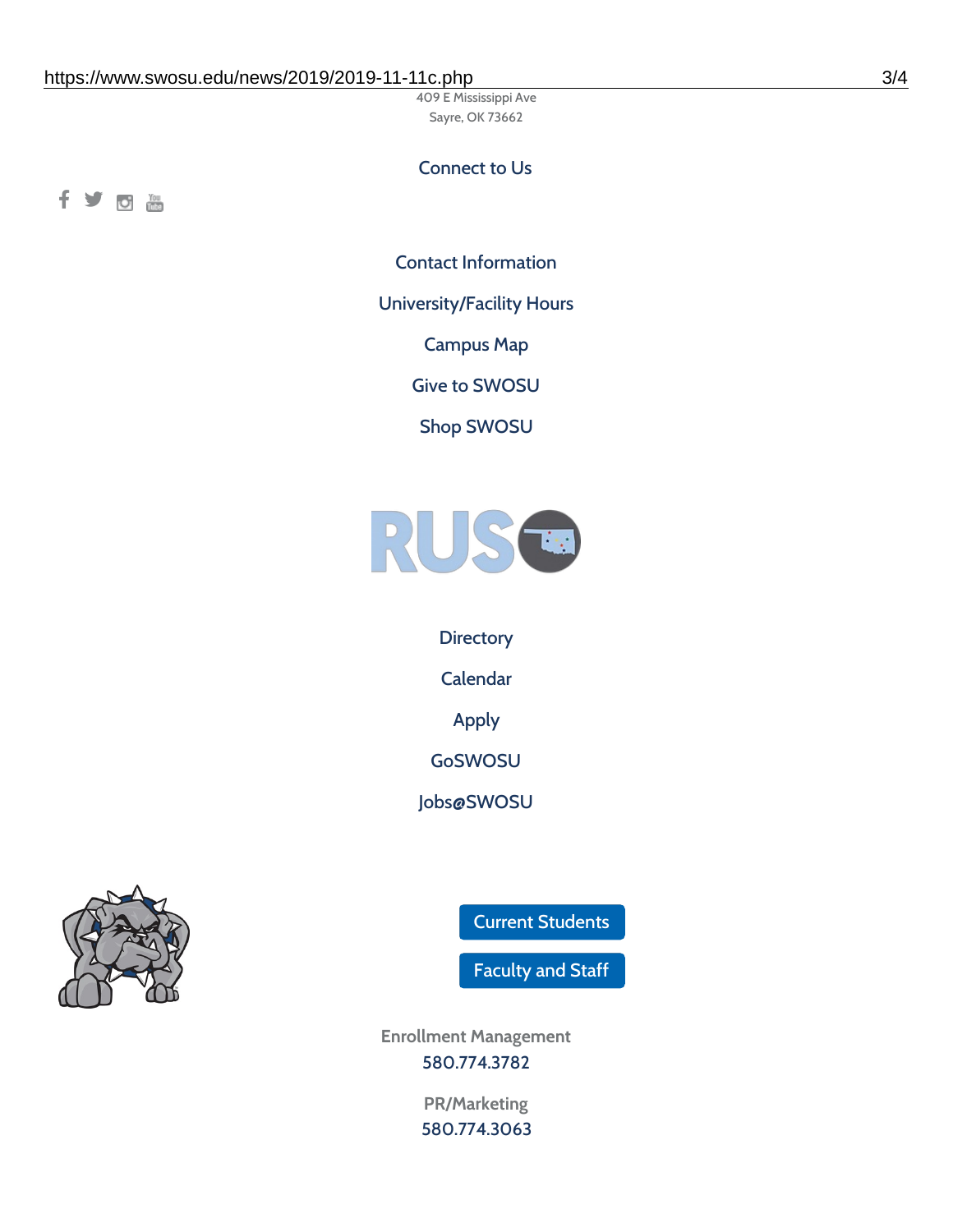409 E Mississippi Ave
Sayre, OK 73662

Connect to Us

Contact Information

University/Facility Hours

Campus Map

Give to SWOSU

Shop SWOSU

Directory

Calendar

Apply

GoSWOSU

Jobs@SWOSU

Current Students

Faculty and Staff

Enrollment Management
580.774.3782

PR/Marketing
580.774.3063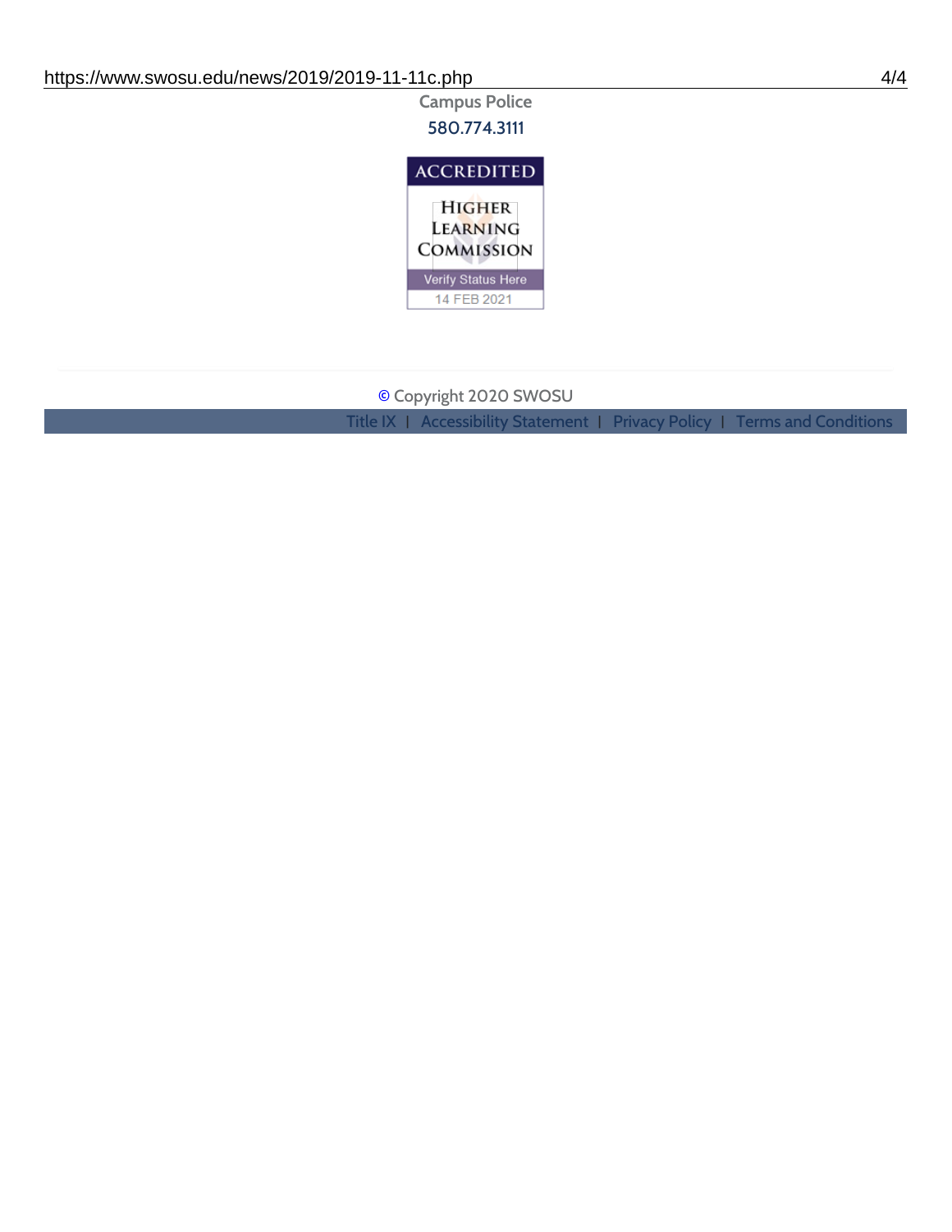**Campus Police**

580.774.3111

ACCREDITED

HIGHER LEARNING COMMISSION

Verify Status Here

14 FEB 2021

© Copyright 2020 SWOSU

Title IX | Accessibility Statement | Privacy Policy | Terms and Conditions